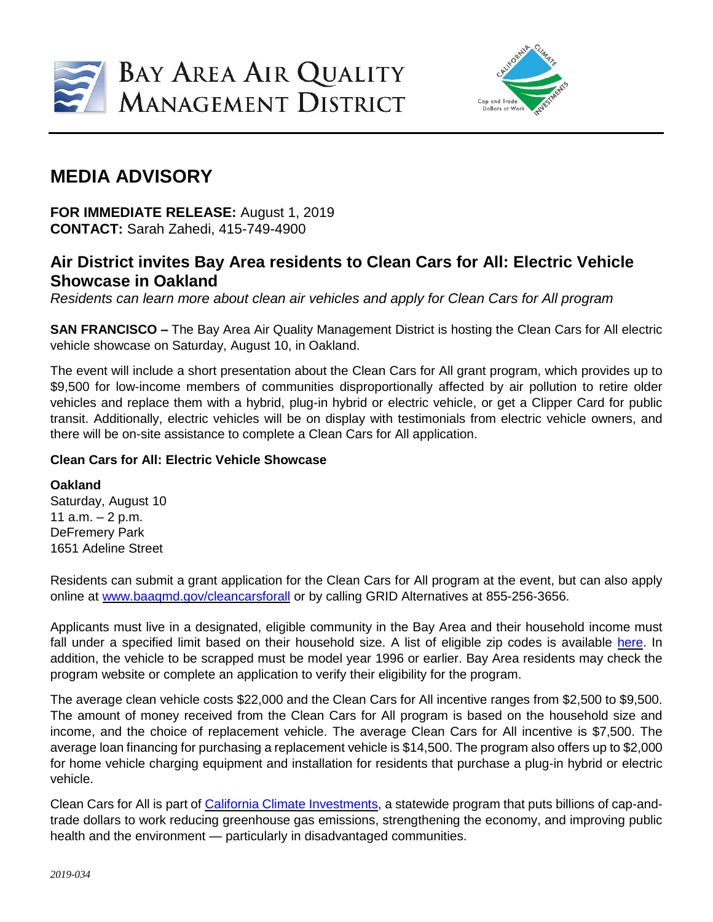BAY AREA AIR QUALITY MANAGEMENT DISTRICT

# MEDIA ADVISORY

**FOR IMMEDIATE RELEASE:** August 1, 2019
**CONTACT:** Sarah Zahedi, 415-749-4900

## Air District invites Bay Area residents to Clean Cars for All: Electric Vehicle Showcase in Oakland

*Residents can learn more about clean air vehicles and apply for Clean Cars for All program*

**SAN FRANCISCO –** The Bay Area Air Quality Management District is hosting the Clean Cars for All electric vehicle showcase on Saturday, August 10, in Oakland.

The event will include a short presentation about the Clean Cars for All grant program, which provides up to $9,500 for low-income members of communities disproportionally affected by air pollution to retire older vehicles and replace them with a hybrid, plug-in hybrid or electric vehicle, or get a Clipper Card for public transit. Additionally, electric vehicles will be on display with testimonials from electric vehicle owners, and there will be on-site assistance to complete a Clean Cars for All application.

**Clean Cars for All: Electric Vehicle Showcase**

**Oakland**
Saturday, August 10
11 a.m. – 2 p.m.
DeFremery Park
1651 Adeline Street

Residents can submit a grant application for the Clean Cars for All program at the event, but can also apply online at [www.baaqmd.gov/cleancarsforall](www.baaqmd.gov/cleancarsforall) or by calling GRID Alternatives at 855-256-3656.

Applicants must live in a designated, eligible community in the Bay Area and their household income must fall under a specified limit based on their household size. A list of eligible zip codes is available here. In addition, the vehicle to be scrapped must be model year 1996 or earlier. Bay Area residents may check the program website or complete an application to verify their eligibility for the program.

The average clean vehicle costs $22,000 and the Clean Cars for All incentive ranges from $2,500 to $9,500. The amount of money received from the Clean Cars for All program is based on the household size and income, and the choice of replacement vehicle. The average Clean Cars for All incentive is $7,500. The average loan financing for purchasing a replacement vehicle is $14,500. The program also offers up to $2,000 for home vehicle charging equipment and installation for residents that purchase a plug-in hybrid or electric vehicle.

Clean Cars for All is part of California Climate Investments, a statewide program that puts billions of cap-and-trade dollars to work reducing greenhouse gas emissions, strengthening the economy, and improving public health and the environment — particularly in disadvantaged communities.

*2019-034*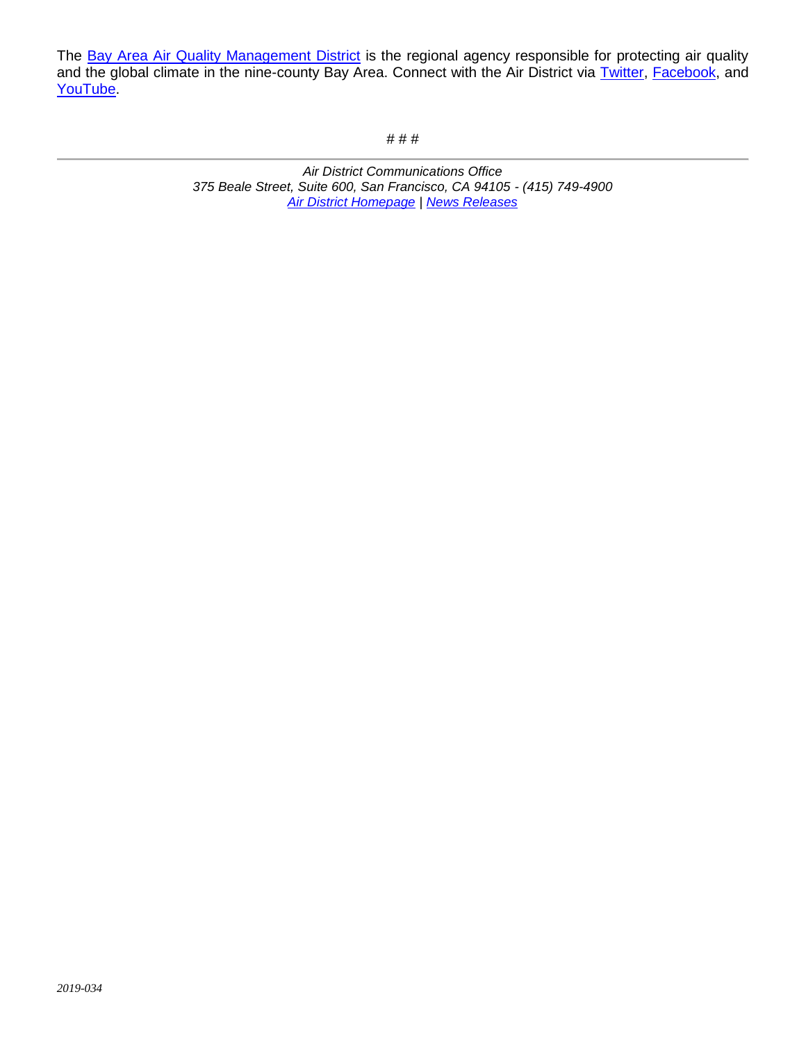The Bay Area Air Quality Management District is the regional agency responsible for protecting air quality and the global climate in the nine-county Bay Area. Connect with the Air District via Twitter, Facebook, and YouTube.

# # #

---

*Air District Communications Office*
*375 Beale Street, Suite 600, San Francisco, CA 94105 - (415) 749-4900*
*Air District Homepage | News Releases*

*2019-034*